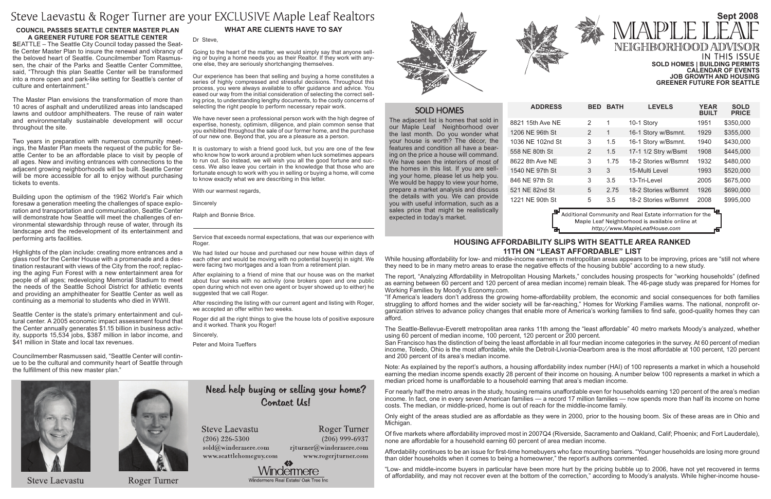# Steve Laevastu & Roger Turner are your EXCLUSIVE Maple Leaf Realtors

## COUNCIL PASSES SEATTLE CENTER MASTER PLAN A GREENER FUTURE FOR SEATTLE CENTER

**S**EATTLE – The Seattle City Council today passed the Seattle Center Master Plan to insure the renewal and vibrancy of the beloved heart of Seattle. Councilmember Tom Rasmussen, the chair of the Parks and Seattle Center Committee, said, "Through this plan Seattle Center will be transformed into a more open and park-like setting for Seattle's center of culture and entertainment."

The Master Plan envisions the transformation of more than 10 acres of asphalt and underutilized areas into landscaped lawns and outdoor amphitheaters. The reuse of rain water and environmentally sustainable development will occur throughout the site.

Two years in preparation with numerous community meetings, the Master Plan meets the request of the public for Seattle Center to be an affordable place to visit by people of all ages. New and inviting entrances with connections to the adjacent growing neighborhoods will be built. Seattle Center will be more accessible for all to enjoy without purchasing tickets to events.

Building upon the optimism of the 1962 World's Fair which foresaw a generation meeting the challenges of space exploration and transportation and communication, Seattle Center will demonstrate how Seattle will meet the challenges of environmental stewardship through reuse of water, through its landscape and the redevelopment of its entertainment and performing arts facilities.

Highlights of the plan include: creating more entrances and a glass roof for the Center House with a promenade and a destination restaurant with views of the City from the roof; replacing the aging Fun Forest with a new entertainment area for people of all ages; redeveloping Memorial Stadium to meet the needs of the Seattle School District for athletic events and providing an amphitheater for Seattle Center as well as continuing as a memorial to students who died in WWII.

Seattle Center is the state's primary entertainment and cultural center. A 2005 economic impact assessment found that the Center annually generates $1.15 billion in business activity, supports 15,534 jobs, $387 million in labor income, and $41 million in State and local tax revenues.

Councilmember Rasmussen said, "Seattle Center will continue to be the cultural and community heart of Seattle through the fulfillment of this new master plan."

## WHAT ARE CLIENTS HAVE TO SAY

Dr Steve,

Going to the heart of the matter, we would simply say that anyone selling or buying a home needs you as their Realtor. If they work with anyone else, they are seriously shortchanging themselves.

Our experience has been that selling and buying a home constitutes a series of highly compressed and stressful decisions. Throughout this process, you were always available to offer guidance and advice. You eased our way from the initial consideration of selecting the correct selling price, to understanding lengthy documents, to the costly concerns of selecting the right people to perform necessary repair work.

We have never seen a professional person work with the high degree of expertise, honesty, optimism, diligence, and plain common sense that you exhibited throughout the sale of our former home, and the purchase of our new one. Beyond that, you are a pleasure as a person.

It is customary to wish a friend good luck, but you are one of the few who know how to work around a problem when luck sometimes appears to run out. So instead, we will wish you all the good fortune and success. We also leave you certain in the knowledge that those who are fortunate enough to work with you in selling or buying a home, will come to know exactly what we are describing in this letter.

With our warmest regards,

Sincerely

Ralph and Bonnie Brice.

---

Service that exceeds normal expectations, that was our experience with Roger.

We had listed our house and purchased our new house within days of each other and would be moving with no potential buyer(s) in sight. We were facing two mortgages and a loan from a retirement plan.

After explaining to a friend of mine that our house was on the market about four weeks with no activity (one brokers open and one public open during which not even one agent or buyer showed up to either) he suggested that we call Roger.

After rescinding the listing with our current agent and listing with Roger, we accepted an offer within two weeks.

Roger did all the right things to give the house lots of positive exposure and it worked. Thank you Roger!

Sincerely,

Peter and Moira Tueffers

Steve Laevastu

Roger Turner

## Need help buying or selling your home? Contact Us!

Steve Laevastu
(206) 226-5300
sold@windermere.com
www.seattlehomeguy.com

Roger Turner
(206) 999-6937
rjturner@windermere.com
www.rogerjturner.com

Windermere
Windermere Real Estate/ Oak Tree Inc

# MAPLE LEAF NEIGHBORHOOD ADVISOR

**Sept 2008**

IN THIS ISSUE
**SOLD HOMES | BUILDING PERMITS**
**CALENDAR OF EVENTS**
**JOB GROWTH AND HOUSING**
**GREENER FUTURE FOR SEATTLE**

## SOLD HOMES

The adjacent list is homes that sold in our Maple Leaf Neighborhood over the last month. Do you wonder what your house is worth? The décor, the features and condition all have a bearing on the price a house will command. We have seen the interiors of most of the homes in this list. If you are selling your home, please let us help you. We would be happy to view your home, prepare a market analysis and discuss the details with you. We can provide you with useful information, such as a sales price that might be realistically expected in today's market.

| ADDRESS | BED | BATH | LEVELS | YEAR BUILT | SOLD PRICE |
|---|---|---|---|---|---|
| 8821 15th Ave NE | 2 | 1 | 10-1 Story | 1951 | $350,000 |
| 1206 NE 96th St | 2 | 1 | 16-1 Story w/Bsmnt. | 1929 | $355,000 |
| 1036 NE 102nd St | 3 | 1.5 | 16-1 Story w/Bsmnt. | 1940 | $430,000 |
| 558 NE 80th St | 2 | 1.5 | 17-1 1/2 Stry w/Bsmt | 1908 | $445,000 |
| 8622 8th Ave NE | 3 | 1.75 | 18-2 Stories w/Bsmnt | 1932 | $480,000 |
| 1540 NE 97th St | 3 | 3 | 15-Multi Level | 1993 | $520,000 |
| 846 NE 97th St | 3 | 3.5 | 13-Tri-Level | 2005 | $675,000 |
| 521 NE 82nd St | 5 | 2.75 | 18-2 Stories w/Bsmnt | 1926 | $690,000 |
| 1221 NE 90th St | 5 | 3.5 | 18-2 Stories w/Bsmnt | 2008 | $995,000 |

Additional Community and Real Estate information for the Maple Leaf Neighborhood is available online at *http://www.MapleLeafHouse.com*

## HOUSING AFFORDABILITY SLIPS WITH SEATTLE AREA RANKED 11TH ON "LEAST AFFORDABLE" LIST

While housing affordability for low- and middle-income earners in metropolitan areas appears to be improving, prices are "still not where they need to be in many metro areas to erase the negative effects of the housing bubble" according to a new study.

The report, "Analyzing Affordability in Metropolitan Housing Markets," concludes housing prospects for "working households" (defined as earning between 60 percent and 120 percent of area median income) remain bleak. The 46-page study was prepared for Homes for Working Families by Moody's Economy.com.

"If America's leaders don't address the growing home-affordability problem, the economic and social consequences for both families struggling to afford homes and the wider society will be far-reaching," Homes for Working Families warns. The national, nonprofit organization strives to advance policy changes that enable more of America's working families to find safe, good-quality homes they can afford.

The Seattle-Bellevue-Everett metropolitan area ranks 11th among the "least affordable" 40 metro markets Moody's analyzed, whether using 60 percent of median income, 100 percent, 120 percent or 200 percent.

San Francisco has the distinction of being the least affordable in all four median income categories in the survey. At 60 percent of median income, Toledo, Ohio is the most affordable, while the Detroit-Livonia-Dearborn area is the most affordable at 100 percent, 120 percent and 200 percent of its area's median income.

Note: As explained by the report's authors, a housing affordability index number (HAI) of 100 represents a market in which a household earning the median income spends exactly 28 percent of their income on housing. A number below 100 represents a market in which a median priced home is unaffordable to a household earning that area's median income.

For nearly half the metro areas in the study, housing remains unaffordable even for households earning 120 percent of the area's median income. In fact, one in every seven American families — a record 17 million families — now spends more than half its income on home costs. The median, or middle-priced, home is out of reach for the middle-income family.

Only eight of the areas studied are as affordable as they were in 2000, prior to the housing boom. Six of these areas are in Ohio and Michigan.

Of five markets where affordability improved most in 2007Q4 (Riverside, Sacramento and Oakland, Calif; Phoenix; and Fort Lauderdale), none are affordable for a household earning 60 percent of area median income.

Affordability continues to be an issue for first-time homebuyers who face mounting barriers. "Younger households are losing more ground than older households when it comes to being a homeowner," the report's authors commented.

"Low- and middle-income buyers in particular have been more hurt by the pricing bubble up to 2006, have not yet recovered in terms of affordability, and may not recover even at the bottom of the correction," according to Moody's analysts. While higher-income house-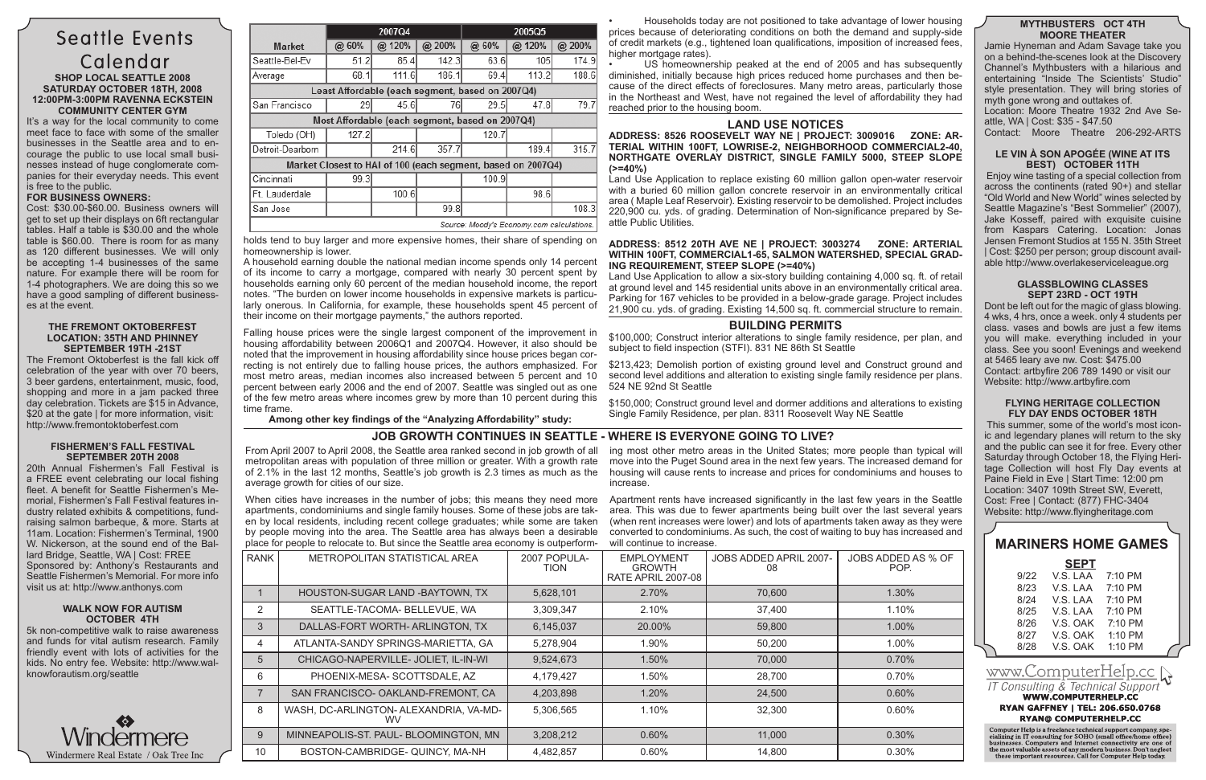# Seattle Events Calendar

### SHOP LOCAL SEATTLE 2008
### SATURDAY OCTOBER 18TH, 2008
### 12:00PM-3:00PM RAVENNA ECKSTEIN COMMUNITY CENTER GYM

It's a way for the local community to come meet face to face with some of the smaller businesses in the Seattle area and to encourage the public to use local small businesses instead of huge conglomerate companies for their everyday needs. This event is free to the public.

**FOR BUSINESS OWNERS:**

Cost: $30.00-$60.00. Business owners will get to set up their displays on 6ft rectangular tables. Half a table is $30.00 and the whole table is $60.00. There is room for as many as 120 different businesses. We will only be accepting 1-4 businesses of the same nature. For example there will be room for 1-4 photographers. We are doing this so we have a good sampling of different businesses at the event.

### THE FREMONT OKTOBERFEST
### LOCATION: 35TH AND PHINNEY
### SEPTEMBER 19TH -21ST

The Fremont Oktoberfest is the fall kick off celebration of the year with over 70 beers, 3 beer gardens, entertainment, music, food, shopping and more in a jam packed three day celebration. Tickets are $15 in Advance, $20 at the gate | for more information, visit: http://www.fremontoktoberfest.com

### FISHERMEN'S FALL FESTIVAL
### SEPTEMBER 20TH 2008

20th Annual Fishermen's Fall Festival is a FREE event celebrating our local fishing fleet. A benefit for Seattle Fishermen's Memorial, Fishermen's Fall Festival features industry related exhibits & competitions, fundraising salmon barbeque, & more. Starts at 11am. Location: Fishermen's Terminal, 1900 W. Nickerson, at the sound end of the Ballard Bridge, Seattle, WA | Cost: FREE Sponsored by: Anthony's Restaurants and Seattle Fishermen's Memorial. For more info visit us at: http://www.anthonys.com

### WALK NOW FOR AUTISM
### OCTOBER 4TH

5k non-competitive walk to raise awareness and funds for vital autism research. Family friendly event with lots of activities for the kids. No entry fee. Website: http://www.walknowforautism.org/seattle

Windermere
Windermere Real Estate / Oak Tree Inc

| Market | 2007Q4 @ 60% | @ 120% | @ 200% | 2005Q5 @ 60% | @ 120% | @ 200% |
|---|---|---|---|---|---|---|
| Seattle-Bel-Ev | 51.2 | 85.4 | 142.3 | 63.6 | 105 | 174.9 |
| Average | 68.1 | 111.6 | 186.1 | 69.4 | 113.2 | 188.6 |
| **Least Affordable (each segment, based on 2007Q4)** | | | | | | |
| San Francisco | 29 | 45.6 | 76 | 29.5 | 47.8 | 79.7 |
| **Most Affordable (each segment, based on 2007Q4)** | | | | | | |
| Toledo (OH) | 127.2 | | | 120.7 | | |
| Detroit-Dearborn | | 214.6 | 357.7 | | 189.4 | 315.7 |
| **Market Closest to HAI of 100 (each segment, based on 2007Q4)** | | | | | | |
| Cincinnati | 99.3 | | | 100.9 | | |
| Ft. Lauderdale | | 100.6 | | | 98.6 | |
| San Jose | | | 99.8 | | | 108.3 |

*Source: Moody's Economy.com calculations.*

holds tend to buy larger and more expensive homes, their share of spending on homeownership is lower.

A household earning double the national median income spends only 14 percent of its income to carry a mortgage, compared with nearly 30 percent spent by households earning only 60 percent of the median household income, the report notes. "The burden on lower income households in expensive markets is particularly onerous. In California, for example, these households spent 45 percent of their income on their mortgage payments," the authors reported.

Falling house prices were the single largest component of the improvement in housing affordability between 2006Q1 and 2007Q4. However, it also should be noted that the improvement in housing affordability since house prices began correcting is not entirely due to falling house prices, the authors emphasized. For most metro areas, median incomes also increased between 5 percent and 10 percent between early 2006 and the end of 2007. Seattle was singled out as one of the few metro areas where incomes grew by more than 10 percent during this time frame.

**Among other key findings of the "Analyzing Affordability" study:**

- Households today are not positioned to take advantage of lower housing prices because of deteriorating conditions on both the demand and supply-side of credit markets (e.g., tightened loan qualifications, imposition of increased fees, higher mortgage rates).
- US homeownership peaked at the end of 2005 and has subsequently diminished, initially because high prices reduced home purchases and then because of the direct effects of foreclosures. Many metro areas, particularly those in the Northeast and West, have not regained the level of affordability they had reached prior to the housing boom.

## LAND USE NOTICES

**ADDRESS: 8526 ROOSEVELT WAY NE | PROJECT: 3009016 ZONE: ARTERIAL WITHIN 100FT, LOWRISE-2, NEIGHBORHOOD COMMERCIAL2-40, NORTHGATE OVERLAY DISTRICT, SINGLE FAMILY 5000, STEEP SLOPE (>=40%)**

Land Use Application to replace existing 60 million gallon open-water reservoir with a buried 60 million gallon concrete reservoir in an environmentally critical area ( Maple Leaf Reservoir). Existing reservoir to be demolished. Project includes 220,900 cu. yds. of grading. Determination of Non-significance prepared by Seattle Public Utilities.

**ADDRESS: 8512 20TH AVE NE | PROJECT: 3003274 ZONE: ARTERIAL WITHIN 100FT, COMMERCIAL1-65, SALMON WATERSHED, SPECIAL GRADING REQUIREMENT, STEEP SLOPE (>=40%)**

Land Use Application to allow a six-story building containing 4,000 sq. ft. of retail at ground level and 145 residential units above in an environmentally critical area. Parking for 167 vehicles to be provided in a below-grade garage. Project includes 21,900 cu. yds. of grading. Existing 14,500 sq. ft. commercial structure to remain.

## BUILDING PERMITS

$100,000; Construct interior alterations to single family residence, per plan, and subject to field inspection (STFI). 831 NE 86th St Seattle

$213,423; Demolish portion of existing ground level and Construct ground and second level additions and alteration to existing single family residence per plans. 524 NE 92nd St Seattle

$150,000; Construct ground level and dormer additions and alterations to existing Single Family Residence, per plan. 8311 Roosevelt Way NE Seattle

## JOB GROWTH CONTINUES IN SEATTLE - WHERE IS EVERYONE GOING TO LIVE?

From April 2007 to April 2008, the Seattle area ranked second in job growth of all metropolitan areas with population of three million or greater. With a growth rate of 2.1% in the last 12 months, Seattle's job growth is 2.3 times as much as the average growth for cities of our size.

When cities have increases in the number of jobs; this means they need more apartments, condominiums and single family houses. Some of these jobs are taken by local residents, including recent college graduates; while some are taken by people moving into the area. The Seattle area has always been a desirable place for people to relocate to. But since the Seattle area economy is outperforming most other metro areas in the United States; more people than typical will move into the Puget Sound area in the next few years. The increased demand for housing will cause rents to increase and prices for condominiums and houses to increase.

Apartment rents have increased significantly in the last few years in the Seattle area. This was due to fewer apartments being built over the last several years (when rent increases were lower) and lots of apartments taken away as they were converted to condominiums. As such, the cost of waiting to buy has increased and will continue to increase.

| RANK | METROPOLITAN STATISTICAL AREA | 2007 POPULATION | EMPLOYMENT GROWTH RATE APRIL 2007-08 | JOBS ADDED APRIL 2007-08 | JOBS ADDED AS % OF POP. |
|---|---|---|---|---|---|
| 1 | HOUSTON-SUGAR LAND -BAYTOWN, TX | 5,628,101 | 2.70% | 70,600 | 1.30% |
| 2 | SEATTLE-TACOMA- BELLEVUE, WA | 3,309,347 | 2.10% | 37,400 | 1.10% |
| 3 | DALLAS-FORT WORTH- ARLINGTON, TX | 6,145,037 | 20.00% | 59,800 | 1.00% |
| 4 | ATLANTA-SANDY SPRINGS-MARIETTA, GA | 5,278,904 | 1.90% | 50,200 | 1.00% |
| 5 | CHICAGO-NAPERVILLE- JOLIET, IL-IN-WI | 9,524,673 | 1.50% | 70,000 | 0.70% |
| 6 | PHOENIX-MESA- SCOTTSDALE, AZ | 4,179,427 | 1.50% | 28,700 | 0.70% |
| 7 | SAN FRANCISCO- OAKLAND-FREMONT, CA | 4,203,898 | 1.20% | 24,500 | 0.60% |
| 8 | WASH, DC-ARLINGTON- ALEXANDRIA, VA-MD-WV | 5,306,565 | 1.10% | 32,300 | 0.60% |
| 9 | MINNEAPOLIS-ST. PAUL- BLOOMINGTON, MN | 3,208,212 | 0.60% | 11,000 | 0.30% |
| 10 | BOSTON-CAMBRIDGE- QUINCY, MA-NH | 4,482,857 | 0.60% | 14,800 | 0.30% |

### MYTHBUSTERS OCT 4TH
### MOORE THEATER

Jamie Hyneman and Adam Savage take you on a behind-the-scenes look at the Discovery Channel's Mythbusters with a hilarious and entertaining "Inside The Scientists' Studio" style presentation. They will bring stories of myth gone wrong and outtakes of.
Location: Moore Theatre 1932 2nd Ave Seattle, WA | Cost: $35 - $47.50
Contact: Moore Theatre 206-292-ARTS

### LE VIN À SON APOGÉE (WINE AT ITS BEST) OCTOBER 11TH

Enjoy wine tasting of a special collection from across the continents (rated 90+) and stellar "Old World and New World" wines selected by Seattle Magazine's "Best Sommelier" (2007), Jake Kosseff, paired with exquisite cuisine from Kaspars Catering. Location: Jonas Jensen Fremont Studios at 155 N. 35th Street | Cost: $250 per person; group discount available http://www.overlakeserviceleague.org

### GLASSBLOWING CLASSES
### SEPT 23RD - OCT 19TH

Dont be left out for the magic of glass blowing. 4 wks, 4 hrs, once a week. only 4 students per class. vases and bowls are just a few items you will make. everything included in your class. See you soon! Evenings and weekend at 5465 leary ave nw. Cost: $475.00
Contact: artbyfire 206 789 1490 or visit our Website: http://www.artbyfire.com

### FLYING HERITAGE COLLECTION
### FLY DAY ENDS OCTOBER 18TH

This summer, some of the world's most iconic and legendary planes will return to the sky and the public can see it for free. Every other Saturday through October 18, the Flying Heritage Collection will host Fly Day events at Paine Field in Eve | Start Time: 12:00 pm
Location: 3407 109th Street SW, Everett,
Cost: Free | Contact: (877) FHC-3404
Website: http://www.flyingheritage.com

## MARINERS HOME GAMES

**SEPT**

| | | |
|---|---|---|
| 9/22 | V.S. LAA | 7:10 PM |
| 8/23 | V.S. LAA | 7:10 PM |
| 8/24 | V.S. LAA | 7:10 PM |
| 8/25 | V.S. LAA | 7:10 PM |
| 8/26 | V.S. OAK | 7:10 PM |
| 8/27 | V.S. OAK | 1:10 PM |
| 8/28 | V.S. OAK | 1:10 PM |

www.ComputerHelp.cc
IT Consulting & Technical Support
**WWW.COMPUTERHELP.CC**
**RYAN GAFFNEY | TEL: 206.650.0768**
**RYAN@ COMPUTERHELP.CC**

Computer Help is a freelance technical support company, specializing in IT consulting for SOHO (small office/home office) businesses. Computers and Internet connectivity are one of the most valuable assets of any modern business. Don't neglect these important resources. Call for Computer Help today.